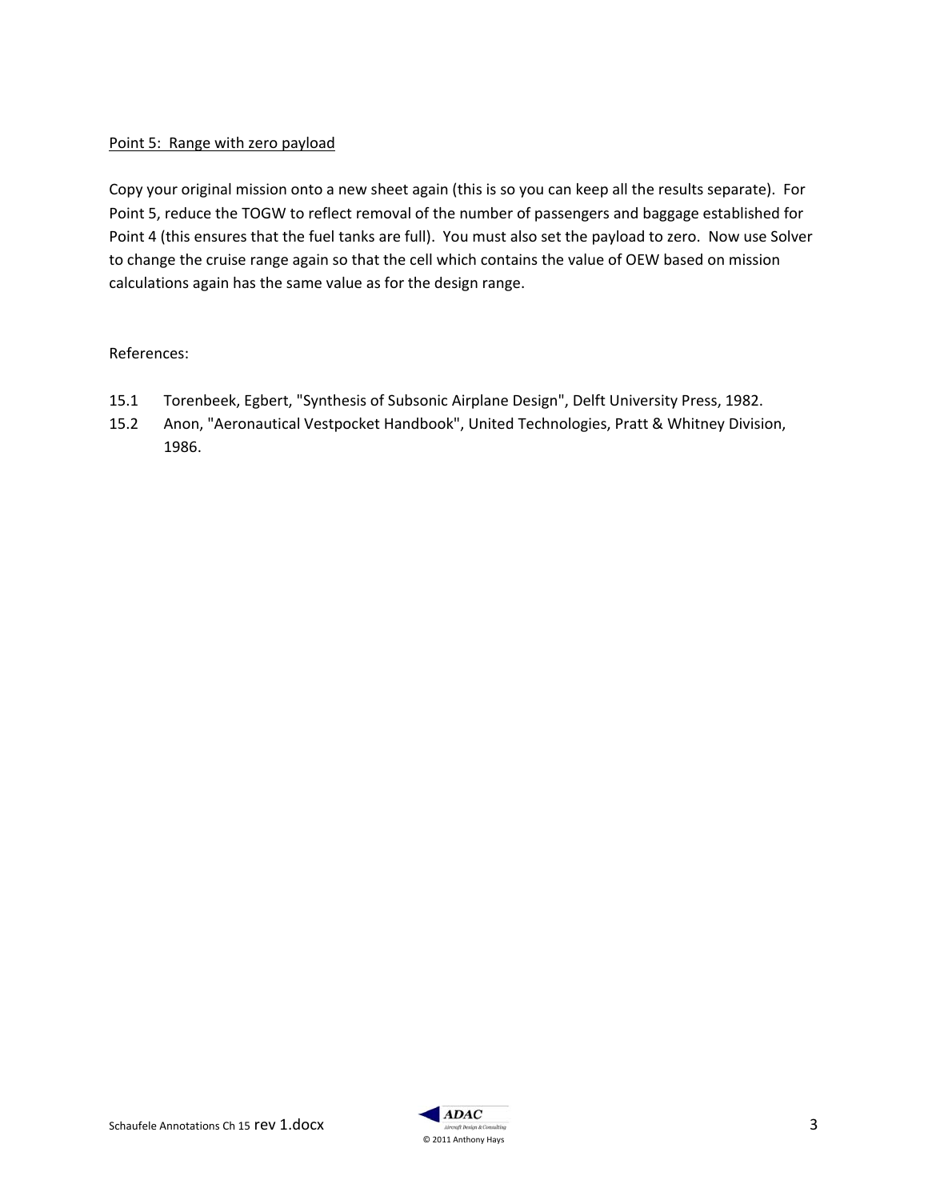<u>Point 5: Range with zero payload</u>

Copy your original mission onto a new sheet again (this is so you can keep all the results separate). For Point 5, reduce the TOGW to reflect removal of the number of passengers and baggage established for Point 4 (this ensures that the fuel tanks are full). You must also set the payload to zero. Now use Solver to change the cruise range again so that the cell which contains the value of OEW based on mission calculations again has the same value as for the design range.

References:

15.1 Torenbeek, Egbert, "Synthesis of Subsonic Airplane Design", Delft University Press, 1982.

15.2 Anon, "Aeronautical Vestpocket Handbook", United Technologies, Pratt & Whitney Division, 1986.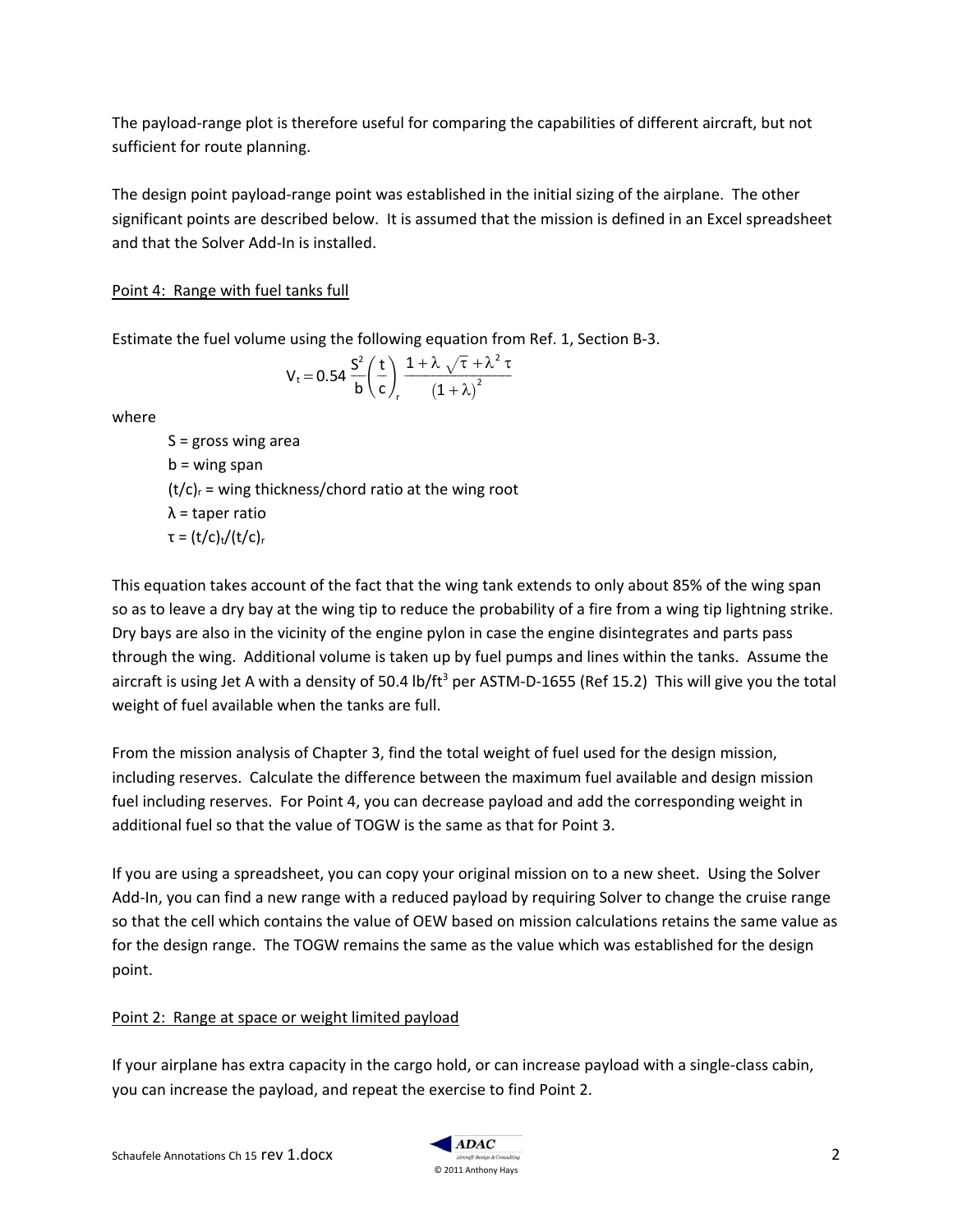The payload-range plot is therefore useful for comparing the capabilities of different aircraft, but not sufficient for route planning.

The design point payload-range point was established in the initial sizing of the airplane. The other significant points are described below. It is assumed that the mission is defined in an Excel spreadsheet and that the Solver Add-In is installed.

<u>Point 4: Range with fuel tanks full</u>

Estimate the fuel volume using the following equation from Ref. 1, Section B-3.

$$V_t = 0.54\,\frac{S^2}{b}\left(\frac{t}{c}\right)_r \frac{1+\lambda\,\sqrt{\tau}+\lambda^2\,\tau}{(1+\lambda)^2}$$

where

- S = gross wing area
- b = wing span
- $(t/c)_r$ = wing thickness/chord ratio at the wing root
- λ = taper ratio
- $\tau = (t/c)_t/(t/c)_r$

This equation takes account of the fact that the wing tank extends to only about 85% of the wing span so as to leave a dry bay at the wing tip to reduce the probability of a fire from a wing tip lightning strike. Dry bays are also in the vicinity of the engine pylon in case the engine disintegrates and parts pass through the wing. Additional volume is taken up by fuel pumps and lines within the tanks. Assume the aircraft is using Jet A with a density of 50.4 lb/ft$^3$ per ASTM-D-1655 (Ref 15.2) This will give you the total weight of fuel available when the tanks are full.

From the mission analysis of Chapter 3, find the total weight of fuel used for the design mission, including reserves. Calculate the difference between the maximum fuel available and design mission fuel including reserves. For Point 4, you can decrease payload and add the corresponding weight in additional fuel so that the value of TOGW is the same as that for Point 3.

If you are using a spreadsheet, you can copy your original mission on to a new sheet. Using the Solver Add-In, you can find a new range with a reduced payload by requiring Solver to change the cruise range so that the cell which contains the value of OEW based on mission calculations retains the same value as for the design range. The TOGW remains the same as the value which was established for the design point.

<u>Point 2: Range at space or weight limited payload</u>

If your airplane has extra capacity in the cargo hold, or can increase payload with a single-class cabin, you can increase the payload, and repeat the exercise to find Point 2.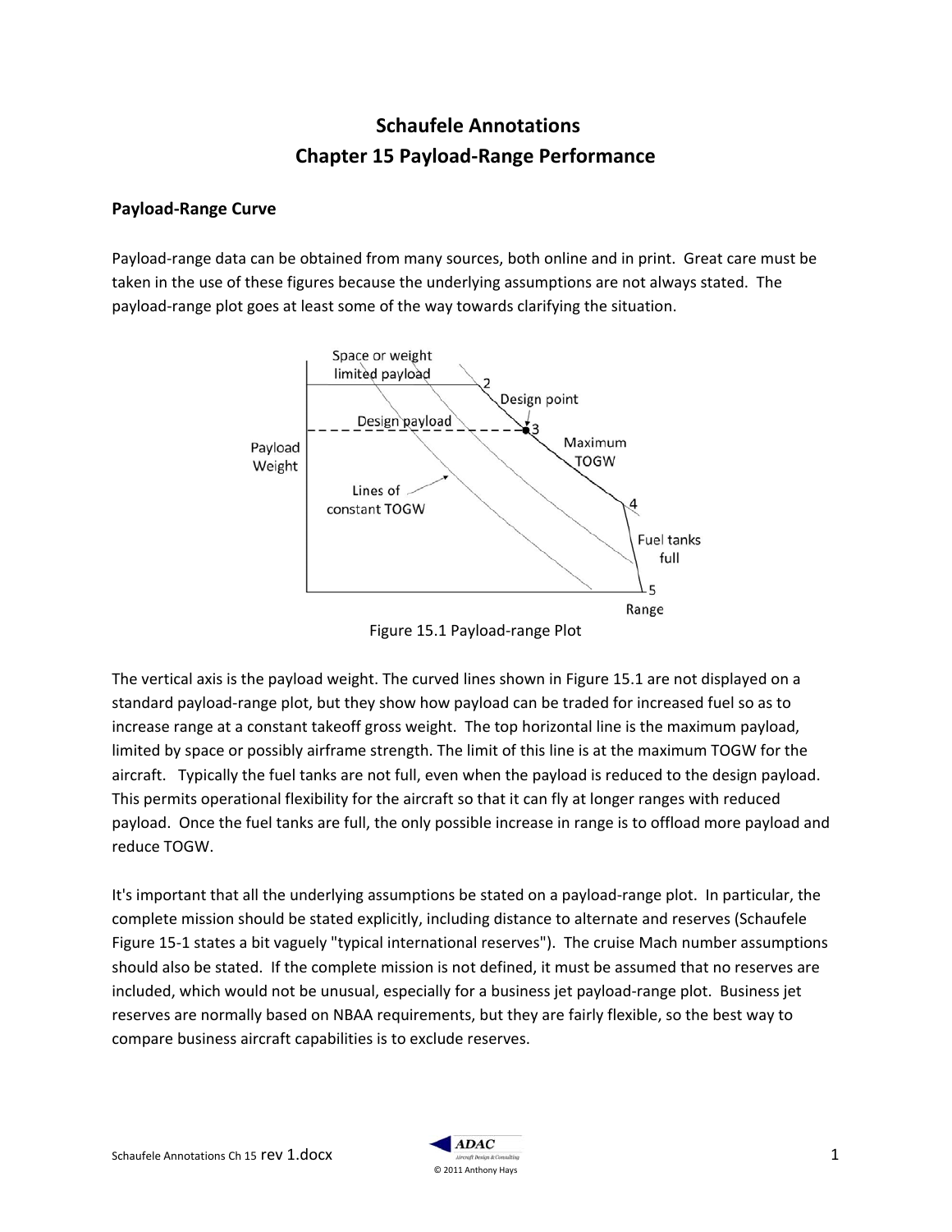# Schaufele Annotations
# Chapter 15 Payload-Range Performance

## Payload-Range Curve

Payload-range data can be obtained from many sources, both online and in print. Great care must be taken in the use of these figures because the underlying assumptions are not always stated. The payload-range plot goes at least some of the way towards clarifying the situation.

Space or weight limited payload
2
Design point
Design payload
3
Maximum TOGW
Payload Weight
Lines of constant TOGW
4
Fuel tanks full
5
Range

Figure 15.1 Payload-range Plot

The vertical axis is the payload weight. The curved lines shown in Figure 15.1 are not displayed on a standard payload-range plot, but they show how payload can be traded for increased fuel so as to increase range at a constant takeoff gross weight. The top horizontal line is the maximum payload, limited by space or possibly airframe strength. The limit of this line is at the maximum TOGW for the aircraft. Typically the fuel tanks are not full, even when the payload is reduced to the design payload. This permits operational flexibility for the aircraft so that it can fly at longer ranges with reduced payload. Once the fuel tanks are full, the only possible increase in range is to offload more payload and reduce TOGW.

It's important that all the underlying assumptions be stated on a payload-range plot. In particular, the complete mission should be stated explicitly, including distance to alternate and reserves (Schaufele Figure 15-1 states a bit vaguely "typical international reserves"). The cruise Mach number assumptions should also be stated. If the complete mission is not defined, it must be assumed that no reserves are included, which would not be unusual, especially for a business jet payload-range plot. Business jet reserves are normally based on NBAA requirements, but they are fairly flexible, so the best way to compare business aircraft capabilities is to exclude reserves.